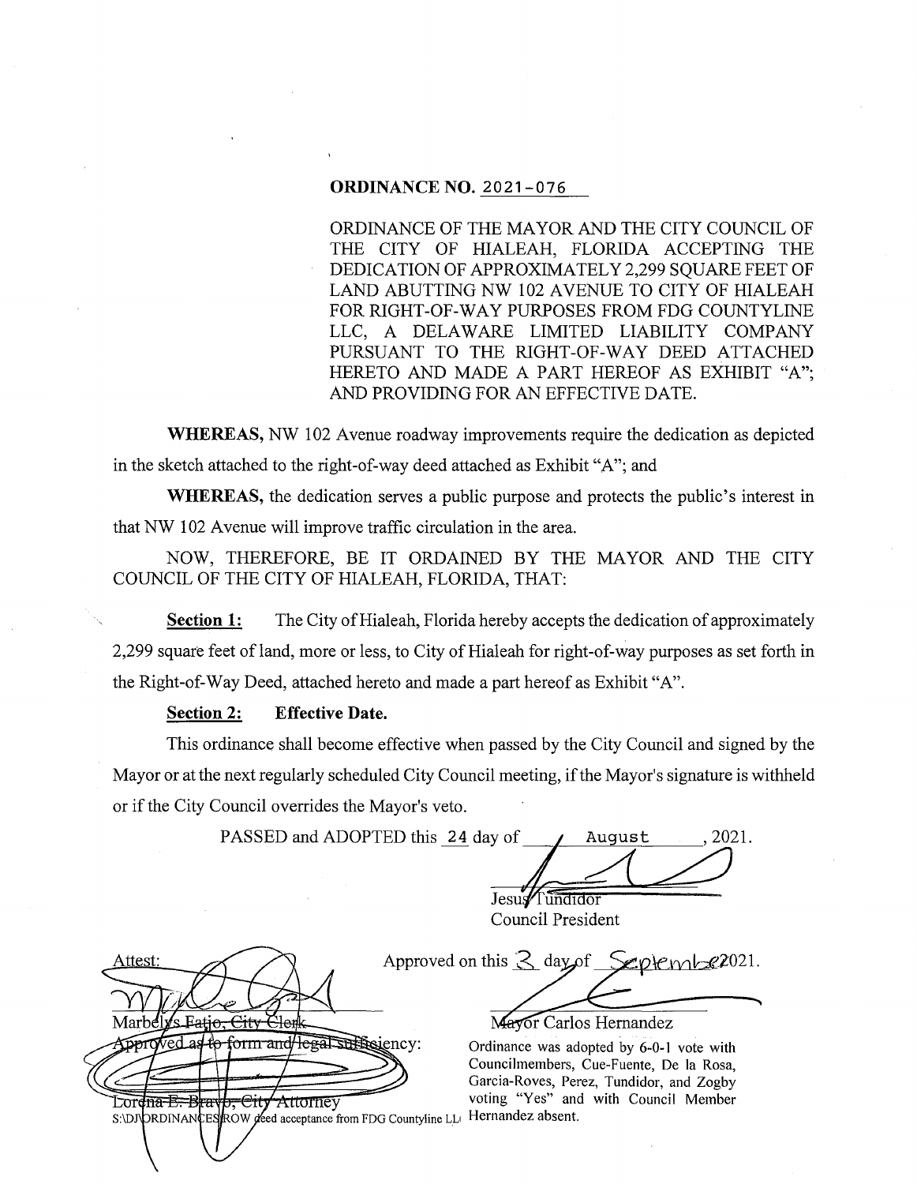**ORDINANCE NO. 2021-076**

ORDINANCE OF THE MAYOR AND THE CITY COUNCIL OF THE CITY OF HIALEAH, FLORIDA ACCEPTING THE DEDICATION OF APPROXIMATELY 2,299 SQUARE FEET OF LAND ABUTTING NW 102 AVENUE TO CITY OF HIALEAH FOR RIGHT-OF-WAY PURPOSES FROM FDG COUNTYLINE LLC, A DELAWARE LIMITED LIABILITY COMPANY PURSUANT TO THE RIGHT-OF-WAY DEED ATTACHED HERETO AND MADE A PART HEREOF AS EXHIBIT "A"; AND PROVIDING FOR AN EFFECTIVE DATE.

**WHEREAS,** NW 102 Avenue roadway improvements require the dedication as depicted in the sketch attached to the right-of-way deed attached as Exhibit "A"; and

**WHEREAS,** the dedication serves a public purpose and protects the public's interest in that NW 102 Avenue will improve traffic circulation in the area.

NOW, THEREFORE, BE IT ORDAINED BY THE MAYOR AND THE CITY COUNCIL OF THE CITY OF HIALEAH, FLORIDA, THAT:

**Section 1:** The City of Hialeah, Florida hereby accepts the dedication of approximately 2,299 square feet of land, more or less, to City of Hialeah for right-of-way purposes as set forth in the Right-of-Way Deed, attached hereto and made a part hereof as Exhibit "A".

**Section 2: Effective Date.**

This ordinance shall become effective when passed by the City Council and signed by the Mayor or at the next regularly scheduled City Council meeting, if the Mayor's signature is withheld or if the City Council overrides the Mayor's veto.

PASSED and ADOPTED this 24 day of August, 2021.

Jesus Tundidor
Council President

Attest:

Marbelys Fatjo, City Clerk

Approved on this 3 day of September 2021.

Mayor Carlos Hernandez

Approved as to form and legal sufficiency:

Lorena E. Bravo, City Attorney

S:\DJ\ORDINANCES\ROW deed acceptance from FDG Countyline LLC

Ordinance was adopted by 6-0-1 vote with Councilmembers, Cue-Fuente, De la Rosa, Garcia-Roves, Perez, Tundidor, and Zogby voting "Yes" and with Council Member Hernandez absent.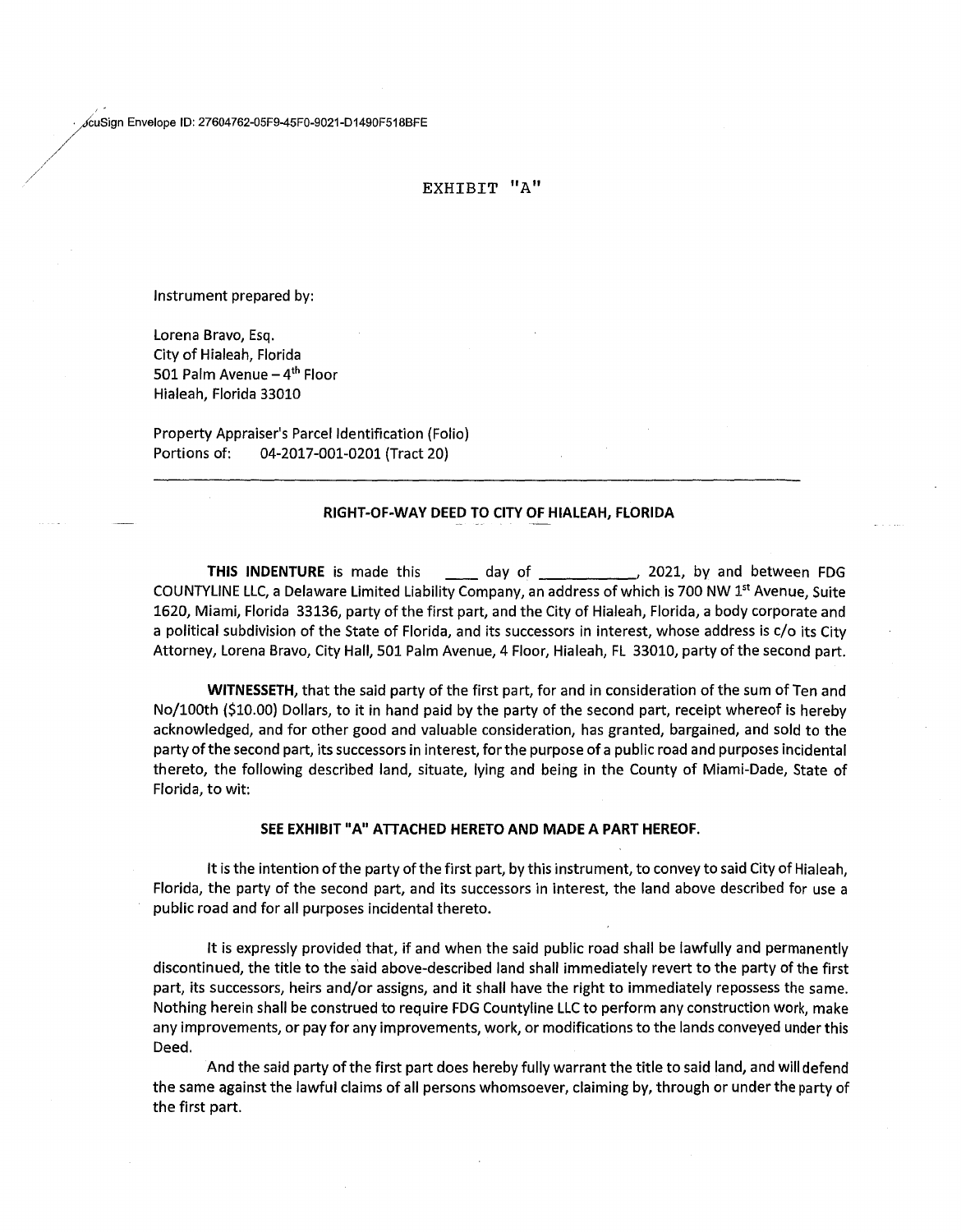DocuSign Envelope ID: 27604762-05F9-45F0-9021-D1490F518BFE

EXHIBIT "A"

Instrument prepared by:

Lorena Bravo, Esq.
City of Hialeah, Florida
501 Palm Avenue – 4th Floor
Hialeah, Florida 33010

Property Appraiser's Parcel Identification (Folio)
Portions of: 04-2017-001-0201 (Tract 20)

---

## RIGHT-OF-WAY DEED TO CITY OF HIALEAH, FLORIDA

**THIS INDENTURE** is made this \_\_\_\_ day of \_\_\_\_\_\_\_\_\_\_\_, 2021, by and between FDG COUNTYLINE LLC, a Delaware Limited Liability Company, an address of which is 700 NW 1st Avenue, Suite 1620, Miami, Florida 33136, party of the first part, and the City of Hialeah, Florida, a body corporate and a political subdivision of the State of Florida, and its successors in interest, whose address is c/o its City Attorney, Lorena Bravo, City Hall, 501 Palm Avenue, 4 Floor, Hialeah, FL 33010, party of the second part.

**WITNESSETH,** that the said party of the first part, for and in consideration of the sum of Ten and No/100th ($10.00) Dollars, to it in hand paid by the party of the second part, receipt whereof is hereby acknowledged, and for other good and valuable consideration, has granted, bargained, and sold to the party of the second part, its successors in interest, for the purpose of a public road and purposes incidental thereto, the following described land, situate, lying and being in the County of Miami-Dade, State of Florida, to wit:

**SEE EXHIBIT "A" ATTACHED HERETO AND MADE A PART HEREOF.**

It is the intention of the party of the first part, by this instrument, to convey to said City of Hialeah, Florida, the party of the second part, and its successors in interest, the land above described for use a public road and for all purposes incidental thereto.

It is expressly provided that, if and when the said public road shall be lawfully and permanently discontinued, the title to the said above-described land shall immediately revert to the party of the first part, its successors, heirs and/or assigns, and it shall have the right to immediately repossess the same. Nothing herein shall be construed to require FDG Countyline LLC to perform any construction work, make any improvements, or pay for any improvements, work, or modifications to the lands conveyed under this Deed.

And the said party of the first part does hereby fully warrant the title to said land, and will defend the same against the lawful claims of all persons whomsoever, claiming by, through or under the party of the first part.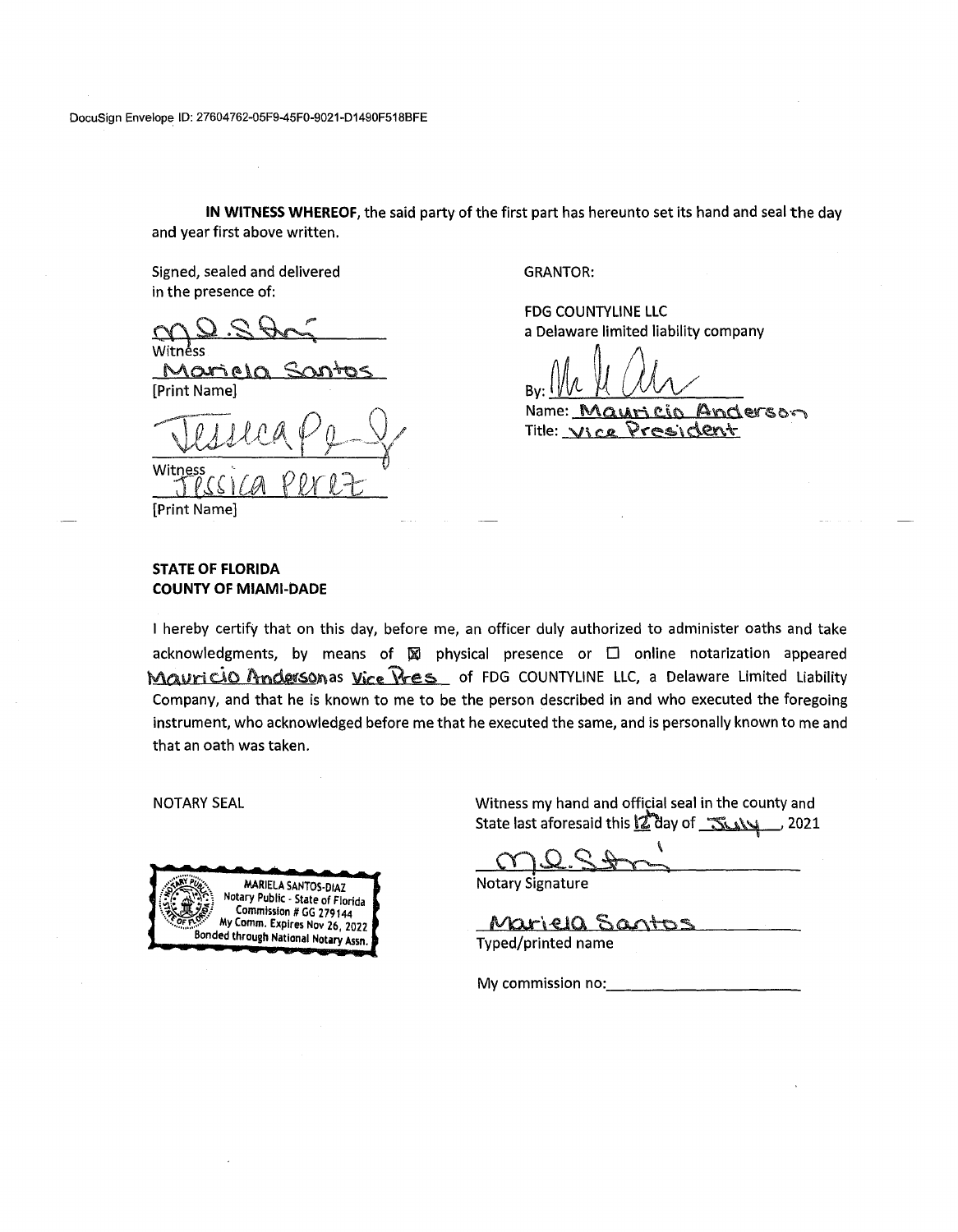DocuSign Envelope ID: 27604762-05F9-45F0-9021-D1490F518BFE

**IN WITNESS WHEREOF**, the said party of the first part has hereunto set its hand and seal the day and year first above written.

Signed, sealed and delivered
in the presence of:

Witness
Mariela Santos
[Print Name]

Witness
Jessica Perez
[Print Name]

GRANTOR:

FDG COUNTYLINE LLC
a Delaware limited liability company

By: 
Name: Mauricio Anderson
Title: Vice President

**STATE OF FLORIDA**
**COUNTY OF MIAMI-DADE**

I hereby certify that on this day, before me, an officer duly authorized to administer oaths and take acknowledgments, by means of ☒ physical presence or ☐ online notarization appeared Mauricio Anderson as Vice Pres of FDG COUNTYLINE LLC, a Delaware Limited Liability Company, and that he is known to me to be the person described in and who executed the foregoing instrument, who acknowledged before me that he executed the same, and is personally known to me and that an oath was taken.

NOTARY SEAL

MARIELA SANTOS-DIAZ
Notary Public - State of Florida
Commission # GG 279144
My Comm. Expires Nov 26, 2022
Bonded through National Notary Assn.

Witness my hand and official seal in the county and State last aforesaid this 12 day of July, 2021

Notary Signature

Mariela Santos
Typed/printed name

My commission no:\_\_\_\_\_\_\_\_\_\_\_\_\_\_\_\_\_\_\_\_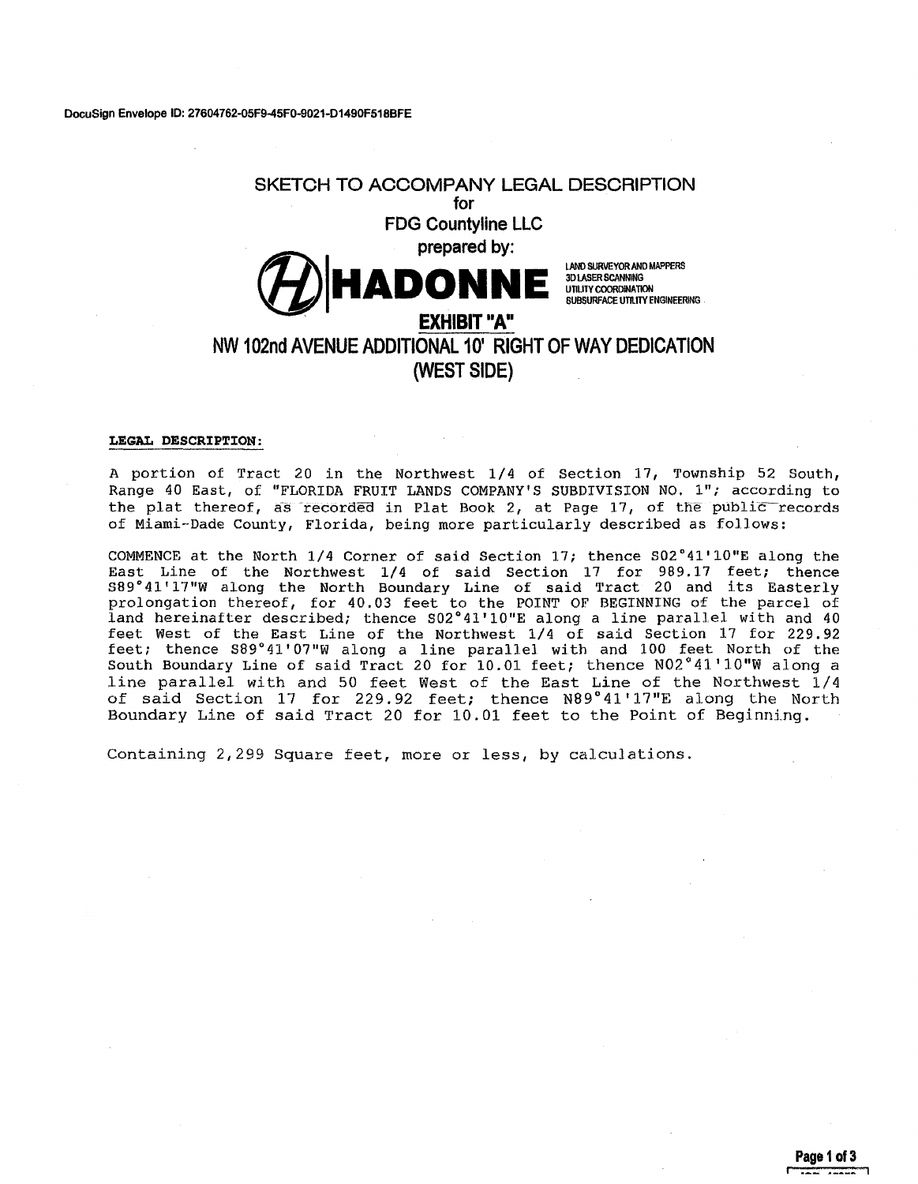DocuSign Envelope ID: 27604762-05F9-45F0-9021-D1490F518BFE

# SKETCH TO ACCOMPANY LEGAL DESCRIPTION

**for**

**FDG Countyline LLC**

**prepared by:**

**HADONNE**

LAND SURVEYOR AND MAPPERS
3D LASER SCANNING
UTILITY COORDINATION
SUBSURFACE UTILITY ENGINEERING

## EXHIBIT "A"

## NW 102nd AVENUE ADDITIONAL 10' RIGHT OF WAY DEDICATION (WEST SIDE)

**LEGAL DESCRIPTION:**

A portion of Tract 20 in the Northwest 1/4 of Section 17, Township 52 South, Range 40 East, of "FLORIDA FRUIT LANDS COMPANY'S SUBDIVISION NO. 1"; according to the plat thereof, as recorded in Plat Book 2, at Page 17, of the public records of Miami-Dade County, Florida, being more particularly described as follows:

COMMENCE at the North 1/4 Corner of said Section 17; thence S02°41'10"E along the East Line of the Northwest 1/4 of said Section 17 for 989.17 feet; thence S89°41'17"W along the North Boundary Line of said Tract 20 and its Easterly prolongation thereof, for 40.03 feet to the POINT OF BEGINNING of the parcel of land hereinafter described; thence S02°41'10"E along a line parallel with and 40 feet West of the East Line of the Northwest 1/4 of said Section 17 for 229.92 feet; thence S89°41'07"W along a line parallel with and 100 feet North of the South Boundary Line of said Tract 20 for 10.01 feet; thence N02°41'10"W along a line parallel with and 50 feet West of the East Line of the Northwest 1/4 of said Section 17 for 229.92 feet; thence N89°41'17"E along the North Boundary Line of said Tract 20 for 10.01 feet to the Point of Beginning.

Containing 2,299 Square feet, more or less, by calculations.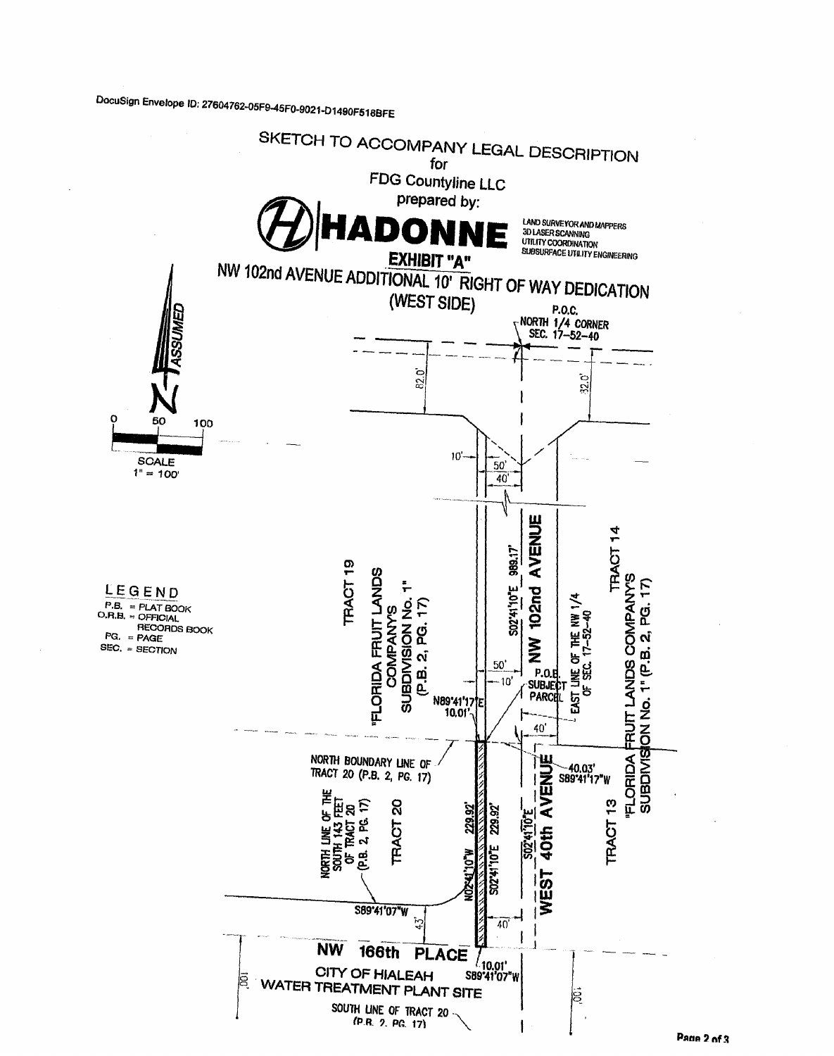DocuSign Envelope ID: 27604762-05F9-45F0-9021-D1490F518BFE

# SKETCH TO ACCOMPANY LEGAL DESCRIPTION

for

FDG Countyline LLC

prepared by:

**HADONNE**

LAND SURVEYOR AND MAPPERS
3D LASER SCANNING
UTILITY COORDINATION
SUBSURFACE UTILITY ENGINEERING

## EXHIBIT "A"

## NW 102nd AVENUE ADDITIONAL 10' RIGHT OF WAY DEDICATION (WEST SIDE)

N ASSUMED

SCALE 1" = 100'

0 50 100

**LEGEND**

- P.B. = PLAT BOOK
- O.R.B. = OFFICIAL RECORDS BOOK
- PG. = PAGE
- SEC. = SECTION

P.O.C. NORTH 1/4 CORNER SEC. 17-52-40

82.0'

32.0'

10'

50'

40'

S02°41'10"E 989.17'

NW 102nd AVENUE

TRACT 19

"FLORIDA FRUIT LANDS COMPANY'S SUBDIVISION No. 1" (P.B. 2, PG. 17)

TRACT 14

EAST LINE OF THE NW 1/4 OF SEC. 17-52-40

"FLORIDA FRUIT LANDS COMPANY'S SUBDIVISION No. 1" (P.B. 2, PG. 17)

50'

10'

P.O.B. SUBJECT PARCEL

N89°41'17"E 10.01'

40'

NORTH BOUNDARY LINE OF TRACT 20 (P.B. 2, PG. 17)

40.03' S89°41'17"W

NORTH LINE OF THE SOUTH 143 FEET OF TRACT 20 (P.B. 2, PG. 17)

TRACT 20

N02°41'10"W 229.92'

S02°41'10"E 229.92'

S02°41'10"E

WEST 40th AVENUE

TRACT 13

S89°41'07"W

43'

40'

NW 166th PLACE

10.01' S89°41'07"W

100'

CITY OF HIALEAH WATER TREATMENT PLANT SITE

100'

SOUTH LINE OF TRACT 20 (P.B. 2, PG. 17)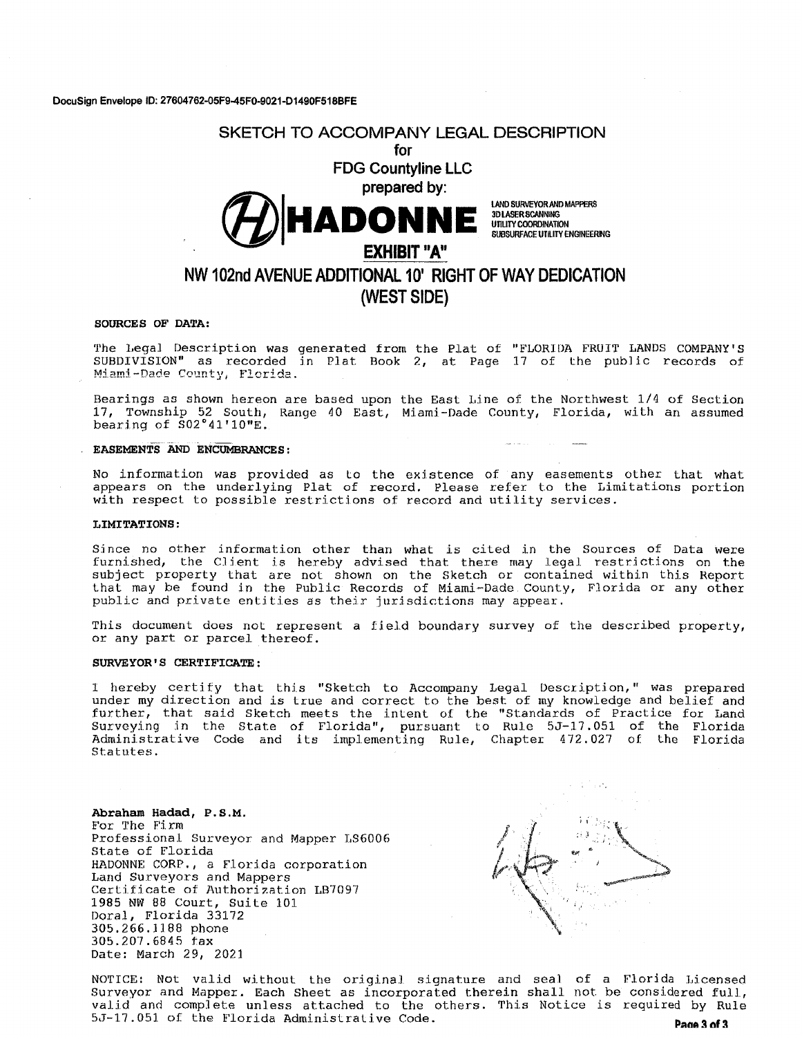DocuSign Envelope ID: 27604762-05F9-45F0-9021-D1490F518BFE

# SKETCH TO ACCOMPANY LEGAL DESCRIPTION

**for**

**FDG Countyline LLC**

**prepared by:**

**HADONNE**

LAND SURVEYOR AND MAPPERS
3D LASER SCANNING
UTILITY COORDINATION
SUBSURFACE UTILITY ENGINEERING

## EXHIBIT "A"

## NW 102nd AVENUE ADDITIONAL 10' RIGHT OF WAY DEDICATION (WEST SIDE)

**SOURCES OF DATA:**

The Legal Description was generated from the Plat of "FLORIDA FRUIT LANDS COMPANY'S SUBDIVISION" as recorded in Plat Book 2, at Page 17 of the public records of Miami-Dade County, Florida.

Bearings as shown hereon are based upon the East Line of the Northwest 1/4 of Section 17, Township 52 South, Range 40 East, Miami-Dade County, Florida, with an assumed bearing of S02°41'10"E.

**EASEMENTS AND ENCUMBRANCES:**

No information was provided as to the existence of any easements other that what appears on the underlying Plat of record. Please refer to the Limitations portion with respect to possible restrictions of record and utility services.

**LIMITATIONS:**

Since no other information other than what is cited in the Sources of Data were furnished, the Client is hereby advised that there may legal restrictions on the subject property that are not shown on the Sketch or contained within this Report that may be found in the Public Records of Miami-Dade County, Florida or any other public and private entities as their jurisdictions may appear.

This document does not represent a field boundary survey of the described property, or any part or parcel thereof.

**SURVEYOR'S CERTIFICATE:**

I hereby certify that this "Sketch to Accompany Legal Description," was prepared under my direction and is true and correct to the best of my knowledge and belief and further, that said Sketch meets the intent of the "Standards of Practice for Land Surveying in the State of Florida", pursuant to Rule 5J-17.051 of the Florida Administrative Code and its implementing Rule, Chapter 472.027 of the Florida Statutes.

**Abraham Hadad, P.S.M.**
For The Firm
Professional Surveyor and Mapper LS6006
State of Florida
HADONNE CORP., a Florida corporation
Land Surveyors and Mappers
Certificate of Authorization LB7097
1985 NW 88 Court, Suite 101
Doral, Florida 33172
305.266.1188 phone
305.207.6845 fax
Date: March 29, 2021

NOTICE: Not valid without the original signature and seal of a Florida Licensed Surveyor and Mapper. Each Sheet as incorporated therein shall not be considered full, valid and complete unless attached to the others. This Notice is required by Rule 5J-17.051 of the Florida Administrative Code.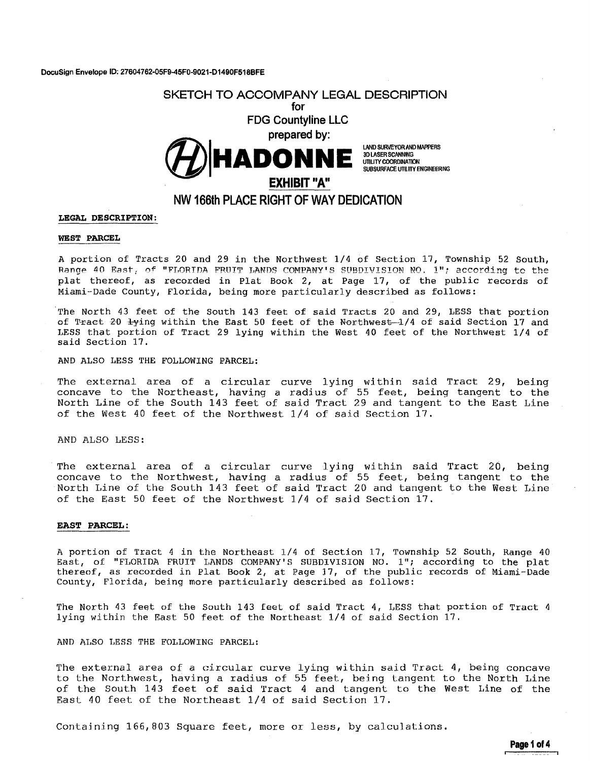DocuSign Envelope ID: 27604762-05F9-45F0-9021-D1490F518BFE

# SKETCH TO ACCOMPANY LEGAL DESCRIPTION

## for

## FDG Countyline LLC

## prepared by:

**HADONNE**

LAND SURVEYOR AND MAPPERS
3D LASER SCANNING
UTILITY COORDINATION
SUBSURFACE UTILITY ENGINEERING

## EXHIBIT "A"

## NW 166th PLACE RIGHT OF WAY DEDICATION

**LEGAL DESCRIPTION:**

**WEST PARCEL**

A portion of Tracts 20 and 29 in the Northwest 1/4 of Section 17, Township 52 South, Range 40 East, of "FLORIDA FRUIT LANDS COMPANY'S SUBDIVISION NO. 1"; according to the plat thereof, as recorded in Plat Book 2, at Page 17, of the public records of Miami-Dade County, Florida, being more particularly described as follows:

The North 43 feet of the South 143 feet of said Tracts 20 and 29, LESS that portion of Tract 20 lying within the East 50 feet of the Northwest 1/4 of said Section 17 and LESS that portion of Tract 29 lying within the West 40 feet of the Northwest 1/4 of said Section 17.

AND ALSO LESS THE FOLLOWING PARCEL:

The external area of a circular curve lying within said Tract 29, being concave to the Northeast, having a radius of 55 feet, being tangent to the North Line of the South 143 feet of said Tract 29 and tangent to the East Line of the West 40 feet of the Northwest 1/4 of said Section 17.

AND ALSO LESS:

The external area of a circular curve lying within said Tract 20, being concave to the Northwest, having a radius of 55 feet, being tangent to the North Line of the South 143 feet of said Tract 20 and tangent to the West Line of the East 50 feet of the Northwest 1/4 of said Section 17.

**EAST PARCEL:**

A portion of Tract 4 in the Northeast 1/4 of Section 17, Township 52 South, Range 40 East, of "FLORIDA FRUIT LANDS COMPANY'S SUBDIVISION NO. 1"; according to the plat thereof, as recorded in Plat Book 2, at Page 17, of the public records of Miami-Dade County, Florida, being more particularly described as follows:

The North 43 feet of the South 143 feet of said Tract 4, LESS that portion of Tract 4 lying within the East 50 feet of the Northeast 1/4 of said Section 17.

AND ALSO LESS THE FOLLOWING PARCEL:

The external area of a circular curve lying within said Tract 4, being concave to the Northwest, having a radius of 55 feet, being tangent to the North Line of the South 143 feet of said Tract 4 and tangent to the West Line of the East 40 feet of the Northeast 1/4 of said Section 17.

Containing 166,803 Square feet, more or less, by calculations.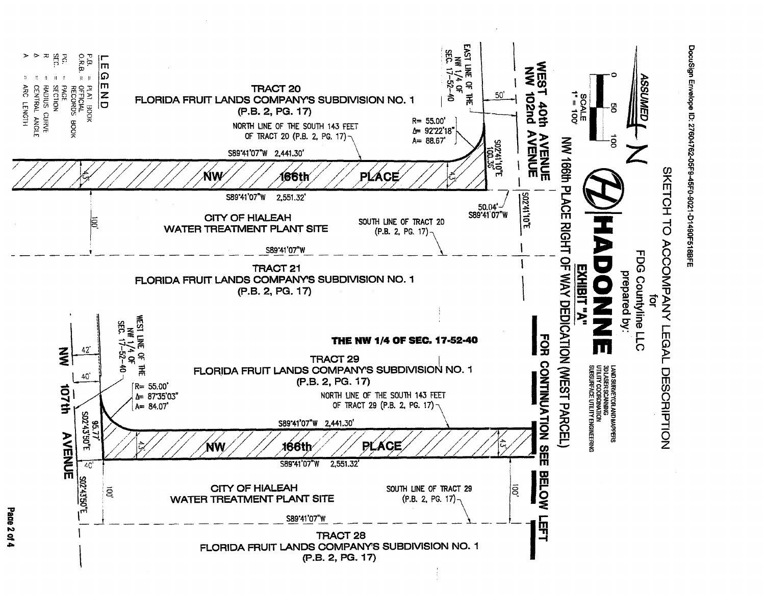DocuSign Envelope ID: 27604762-05F9-45F0-9021-D1490F518BFE

# SKETCH TO ACCOMPANY LEGAL DESCRIPTION

for

FDG Countyline LLC

prepared by:

**HADONNE**

LAND SURVEYOR AND MAPPERS
3D LASER SCANNING
UTILITY COORDINATION
SUBSURFACE UTILITY ENGINEERING

**EXHIBIT "A"**

**NW 166th PLACE RIGHT OF WAY DEDICATION (WEST PARCEL)**

ASSUMED N

SCALE 1" = 100'

0 50 100

**WEST 40th AVENUE**
**NW 102nd AVENUE**

EAST LINE OF THE NW 1/4 OF SEC. 17-52-40

50'

R= 55.00'
Δ= 92°22'18"
A= 88.67'

S02°41'10"E 100.36'

50.04'
S89°41'07"W

S02°41'10"E

TRACT 20
FLORIDA FRUIT LANDS COMPANY'S SUBDIVISION NO. 1
(P.B. 2, PG. 17)

NORTH LINE OF THE SOUTH 143 FEET OF TRACT 20 (P.B. 2, PG. 17)

S89°41'07"W 2,441.30'

43'

NW 166th PLACE

S89°41'07"W 2,551.32'

100'

CITY OF HIALEAH
WATER TREATMENT PLANT SITE

SOUTH LINE OF TRACT 20 (P.B. 2, PG. 17)

S89°41'07"W

TRACT 21
FLORIDA FRUIT LANDS COMPANY'S SUBDIVISION NO. 1
(P.B. 2, PG. 17)

**FOR CONTINUATION SEE BELOW LEFT**

**THE NW 1/4 OF SEC. 17-52-40**

TRACT 29
FLORIDA FRUIT LANDS COMPANY'S SUBDIVISION NO. 1
(P.B. 2, PG. 17)

NORTH LINE OF THE SOUTH 143 FEET OF TRACT 29 (P.B. 2, PG. 17)

WEST LINE OF THE NW 1/4 OF SEC. 17-52-40

R= 55.00'
Δ= 87°35'03"
A= 84.07'

42'
40'
40'

**NW 107th AVENUE**

95.77'
S02°43'50"E

S02°43'50"E

S89°41'07"W 2,441.30'

43'

NW 166th PLACE

S89°41'07"W 2,551.32'

100'

CITY OF HIALEAH
WATER TREATMENT PLANT SITE

SOUTH LINE OF TRACT 29 (P.B. 2, PG. 17)

S89°41'07"W

TRACT 28
FLORIDA FRUIT LANDS COMPANY'S SUBDIVISION NO. 1
(P.B. 2, PG. 17)

## LEGEND

- P.B. = PLAT BOOK
- O.R.B. = OFFICIAL RECORDS BOOK
- PG. = PAGE
- SEC. = SECTION
- R = RADIUS CURVE
- Δ = CENTRAL ANGLE
- A = ARC LENGTH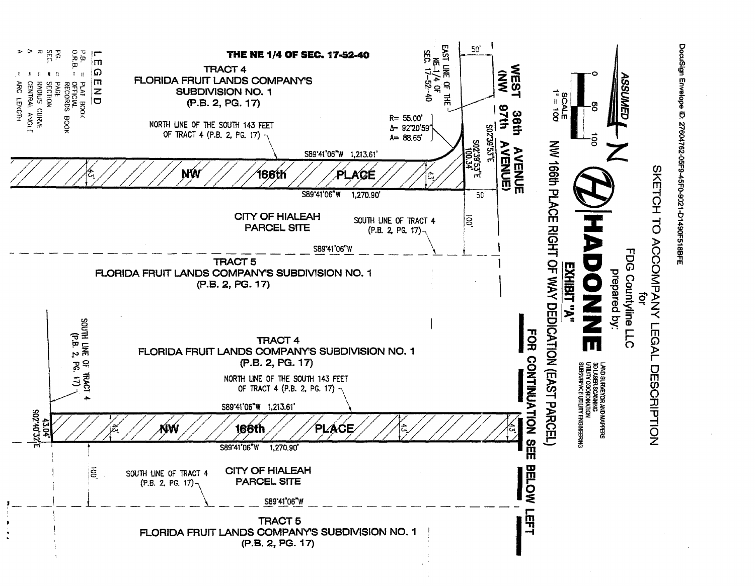# SKETCH TO ACCOMPANY LEGAL DESCRIPTION

for

FDG Countyline LLC

prepared by:

HADONNE

LAND SURVEYOR AND MAPPERS
3D LASER SCANNING
UTILITY COORDINATION
SUBSURFACE UTILITY ENGINEERING

**EXHIBIT "A"**

## NW 166th PLACE RIGHT OF WAY DEDICATION (EAST PARCEL)

FOR CONTINUATION SEE BELOW LEFT

ASSUMED N

SCALE 1" = 100'

0 50 100

**THE NE 1/4 OF SEC. 17-52-40**

WEST 36th AVENUE (NW 97th AVENUE)

EAST LINE OF THE NE-1/4 OF SEC. 17-52-40

50'

S02°39'53"E

S02°39'53"E 100.34'

R= 55.00'
Δ= 92°20'59"
A= 88.65'

TRACT 4
FLORIDA FRUIT LANDS COMPANY'S SUBDIVISION NO. 1
(P.B. 2, PG. 17)

NORTH LINE OF THE SOUTH 143 FEET OF TRACT 4 (P.B. 2, PG. 17)

S89°41'06"W 1,213.61'

NW 166th PLACE

43'

43'

S89°41'06"W 1,270.90'

50'

100'

CITY OF HIALEAH PARCEL SITE

SOUTH LINE OF TRACT 4 (P.B. 2, PG. 17)

S89°41'06"W

TRACT 5
FLORIDA FRUIT LANDS COMPANY'S SUBDIVISION NO. 1
(P.B. 2, PG. 17)

TRACT 4
FLORIDA FRUIT LANDS COMPANY'S SUBDIVISION NO. 1
(P.B. 2, PG. 17)

NORTH LINE OF THE SOUTH 143 FEET OF TRACT 4 (P.B. 2, PG. 17)

S89°41'06"W 1,213.61'

SOUTH LINE OF TRACT 4 (P.B. 2, PG. 17)

43.04'
S02°40'32"E

NW 166th PLACE

43'

43'

43'

S89°41'06"W 1,270.90'

100'

SOUTH LINE OF TRACT 4 (P.B. 2, PG. 17)

CITY OF HIALEAH PARCEL SITE

S89°41'06"W

TRACT 5
FLORIDA FRUIT LANDS COMPANY'S SUBDIVISION NO. 1
(P.B. 2, PG. 17)

### LEGEND

- P.B. = PLAT BOOK
- O.R.B. = OFFICIAL RECORDS BOOK
- PG. = PAGE
- SEC. = SECTION
- R = RADIUS CURVE
- Δ = CENTRAL ANGLE
- A = ARC LENGTH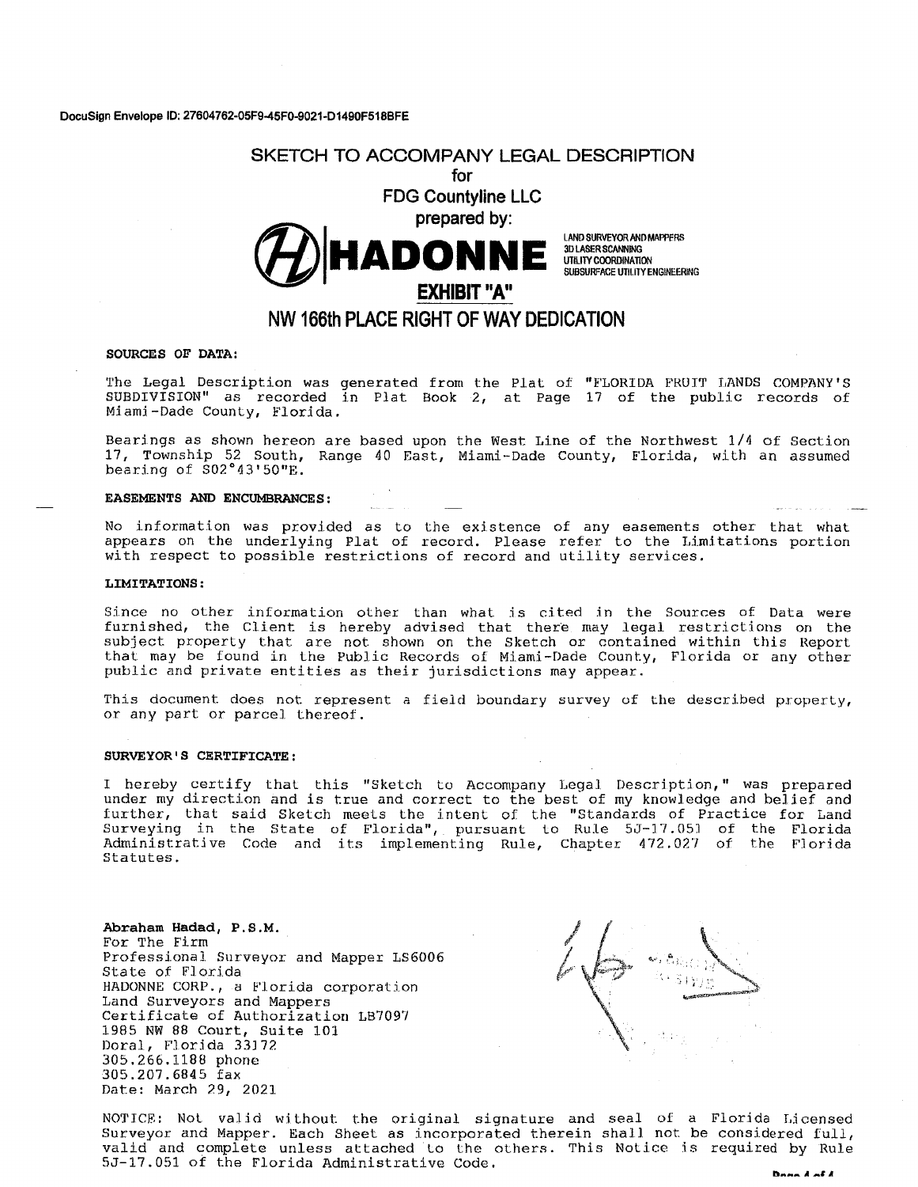DocuSign Envelope ID: 27604762-05F9-45F0-9021-D1490F518BFE

# SKETCH TO ACCOMPANY LEGAL DESCRIPTION

for

**FDG Countyline LLC**

**prepared by:**

**HADONNE**

LAND SURVEYOR AND MAPPERS
3D LASER SCANNING
UTILITY COORDINATION
SUBSURFACE UTILITY ENGINEERING

## EXHIBIT "A"

## NW 166th PLACE RIGHT OF WAY DEDICATION

**SOURCES OF DATA:**

The Legal Description was generated from the Plat of "FLORIDA FRUIT LANDS COMPANY'S SUBDIVISION" as recorded in Plat Book 2, at Page 17 of the public records of Miami-Dade County, Florida.

Bearings as shown hereon are based upon the West Line of the Northwest 1/4 of Section 17, Township 52 South, Range 40 East, Miami-Dade County, Florida, with an assumed bearing of S02°43'50"E.

**EASEMENTS AND ENCUMBRANCES:**

No information was provided as to the existence of any easements other that what appears on the underlying Plat of record. Please refer to the Limitations portion with respect to possible restrictions of record and utility services.

**LIMITATIONS:**

Since no other information other than what is cited in the Sources of Data were furnished, the Client is hereby advised that there may legal restrictions on the subject property that are not shown on the Sketch or contained within this Report that may be found in the Public Records of Miami-Dade County, Florida or any other public and private entities as their jurisdictions may appear.

This document does not represent a field boundary survey of the described property, or any part or parcel thereof.

**SURVEYOR'S CERTIFICATE:**

I hereby certify that this "Sketch to Accompany Legal Description," was prepared under my direction and is true and correct to the best of my knowledge and belief and further, that said Sketch meets the intent of the "Standards of Practice for Land Surveying in the State of Florida", pursuant to Rule 5J-17.051 of the Florida Administrative Code and its implementing Rule, Chapter 472.027 of the Florida Statutes.

**Abraham Hadad, P.S.M.**
For The Firm
Professional Surveyor and Mapper LS6006
State of Florida
HADONNE CORP., a Florida corporation
Land Surveyors and Mappers
Certificate of Authorization LB7097
1985 NW 88 Court, Suite 101
Doral, Florida 33172
305.266.1188 phone
305.207.6845 fax
Date: March 29, 2021

NOTICE: Not valid without the original signature and seal of a Florida Licensed Surveyor and Mapper. Each Sheet as incorporated therein shall not be considered full, valid and complete unless attached to the others. This Notice is required by Rule 5J-17.051 of the Florida Administrative Code.